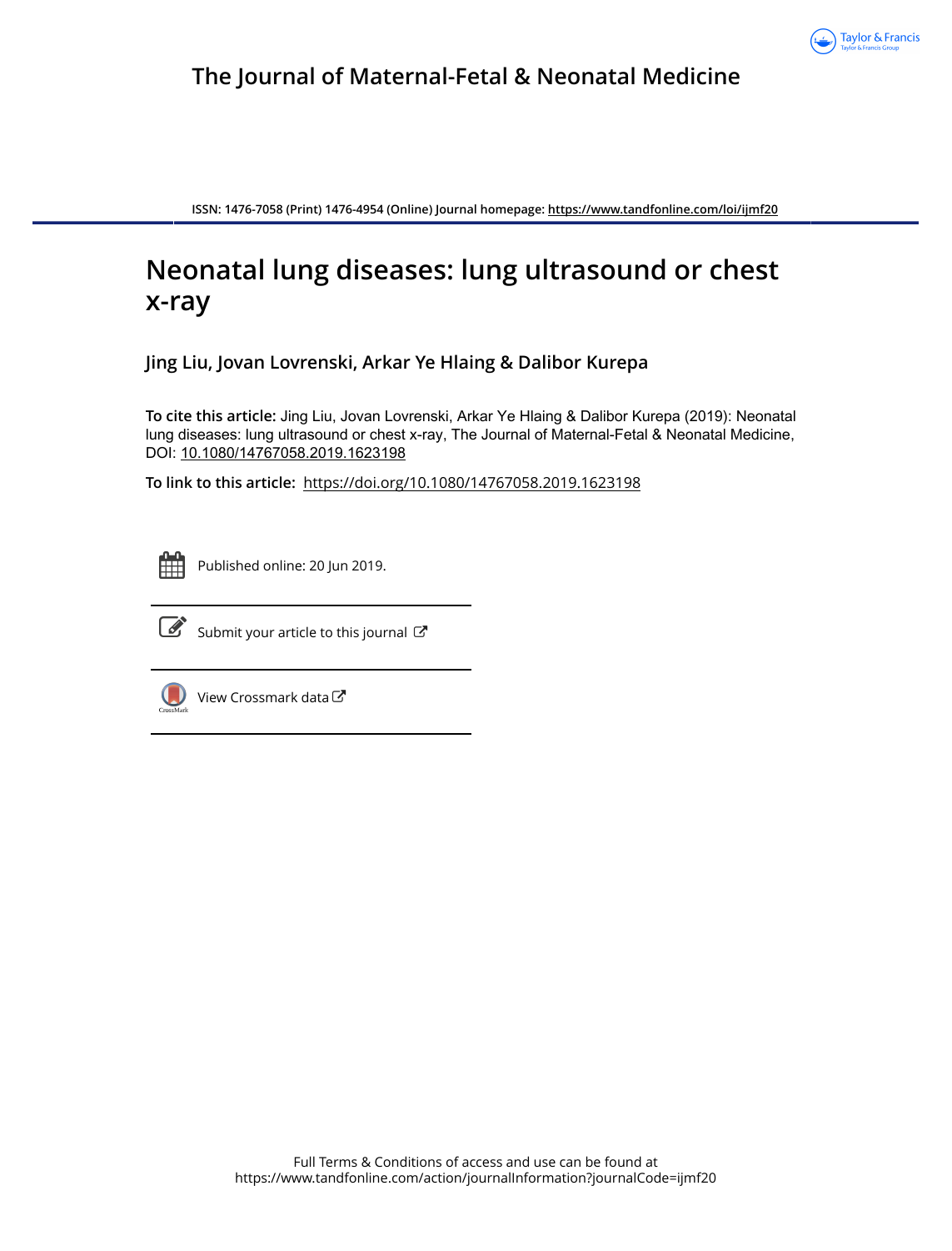# The Journal of Maternal-Fetal & Neonatal Medicine

ISSN: 1476-7058 (Print) 1476-4954 (Online) Journal homepage: https://www.tandfonline.com/loi/ijmf20

## Neonatal lung diseases: lung ultrasound or chest x-ray

**Jing Liu, Jovan Lovrenski, Arkar Ye Hlaing & Dalibor Kurepa**

**To cite this article:** Jing Liu, Jovan Lovrenski, Arkar Ye Hlaing & Dalibor Kurepa (2019): Neonatal lung diseases: lung ultrasound or chest x-ray, The Journal of Maternal-Fetal & Neonatal Medicine, DOI: 10.1080/14767058.2019.1623198

**To link to this article:** https://doi.org/10.1080/14767058.2019.1623198

Published online: 20 Jun 2019.

Submit your article to this journal

View Crossmark data

Full Terms & Conditions of access and use can be found at https://www.tandfonline.com/action/journalInformation?journalCode=ijmf20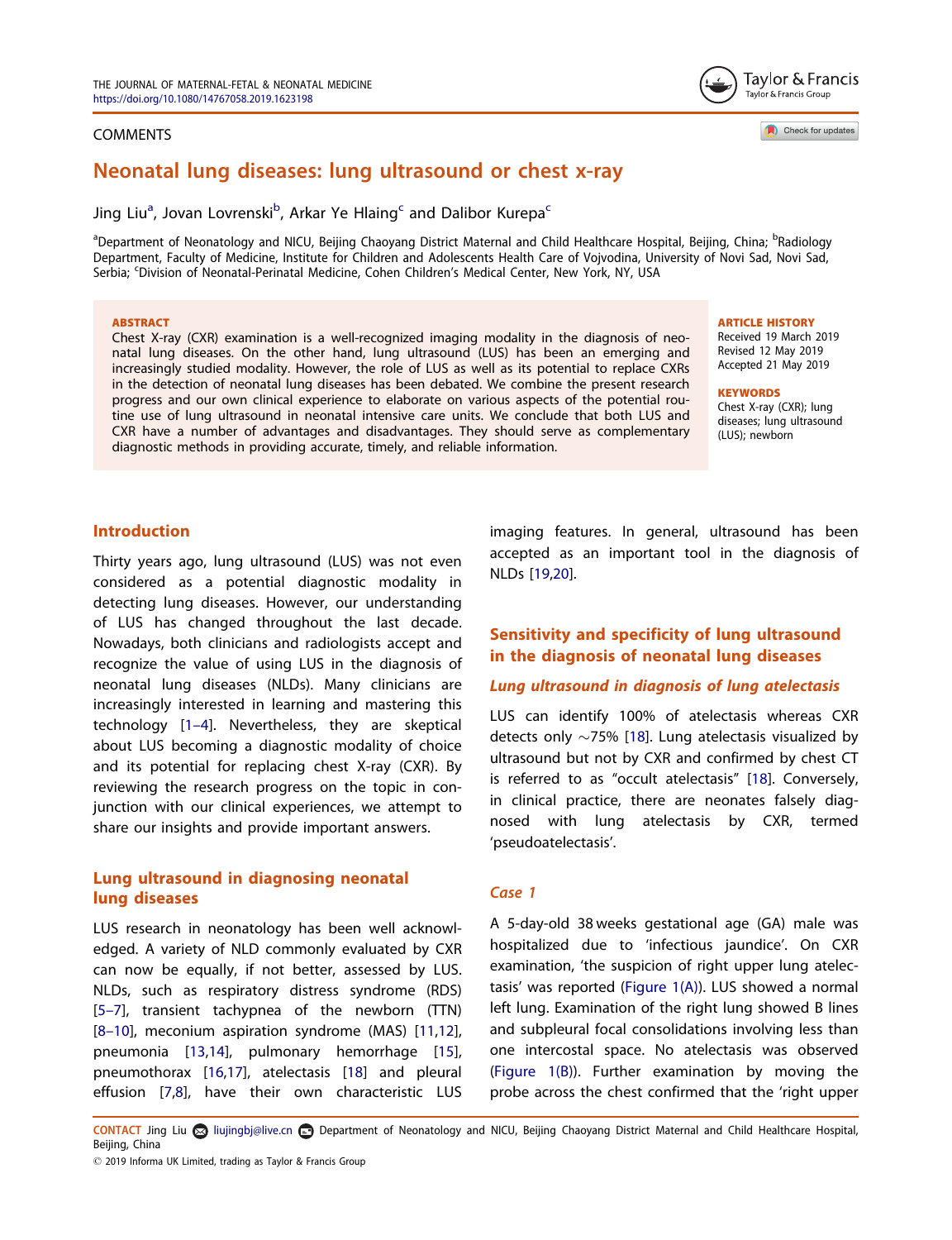COMMENTS

# Neonatal lung diseases: lung ultrasound or chest x-ray

Jing Liu[a], Jovan Lovrenski[b], Arkar Ye Hlaing[c] and Dalibor Kurepa[c]

[a]Department of Neonatology and NICU, Beijing Chaoyang District Maternal and Child Healthcare Hospital, Beijing, China; [b]Radiology Department, Faculty of Medicine, Institute for Children and Adolescents Health Care of Vojvodina, University of Novi Sad, Novi Sad, Serbia; [c]Division of Neonatal-Perinatal Medicine, Cohen Children's Medical Center, New York, NY, USA

**ABSTRACT**

Chest X-ray (CXR) examination is a well-recognized imaging modality in the diagnosis of neonatal lung diseases. On the other hand, lung ultrasound (LUS) has been an emerging and increasingly studied modality. However, the role of LUS as well as its potential to replace CXRs in the detection of neonatal lung diseases has been debated. We combine the present research progress and our own clinical experience to elaborate on various aspects of the potential routine use of lung ultrasound in neonatal intensive care units. We conclude that both LUS and CXR have a number of advantages and disadvantages. They should serve as complementary diagnostic methods in providing accurate, timely, and reliable information.

**ARTICLE HISTORY**

Received 19 March 2019
Revised 12 May 2019
Accepted 21 May 2019

**KEYWORDS**

Chest X-ray (CXR); lung diseases; lung ultrasound (LUS); newborn

## Introduction

Thirty years ago, lung ultrasound (LUS) was not even considered as a potential diagnostic modality in detecting lung diseases. However, our understanding of LUS has changed throughout the last decade. Nowadays, both clinicians and radiologists accept and recognize the value of using LUS in the diagnosis of neonatal lung diseases (NLDs). Many clinicians are increasingly interested in learning and mastering this technology [1–4]. Nevertheless, they are skeptical about LUS becoming a diagnostic modality of choice and its potential for replacing chest X-ray (CXR). By reviewing the research progress on the topic in conjunction with our clinical experiences, we attempt to share our insights and provide important answers.

## Lung ultrasound in diagnosing neonatal lung diseases

LUS research in neonatology has been well acknowledged. A variety of NLD commonly evaluated by CXR can now be equally, if not better, assessed by LUS. NLDs, such as respiratory distress syndrome (RDS) [5–7], transient tachypnea of the newborn (TTN) [8–10], meconium aspiration syndrome (MAS) [11,12], pneumonia [13,14], pulmonary hemorrhage [15], pneumothorax [16,17], atelectasis [18] and pleural effusion [7,8], have their own characteristic LUS imaging features. In general, ultrasound has been accepted as an important tool in the diagnosis of NLDs [19,20].

## Sensitivity and specificity of lung ultrasound in the diagnosis of neonatal lung diseases

### *Lung ultrasound in diagnosis of lung atelectasis*

LUS can identify 100% of atelectasis whereas CXR detects only ~75% [18]. Lung atelectasis visualized by ultrasound but not by CXR and confirmed by chest CT is referred to as "occult atelectasis" [18]. Conversely, in clinical practice, there are neonates falsely diagnosed with lung atelectasis by CXR, termed 'pseudoatelectasis'.

### *Case 1*

A 5-day-old 38 weeks gestational age (GA) male was hospitalized due to 'infectious jaundice'. On CXR examination, 'the suspicion of right upper lung atelectasis' was reported (Figure 1(A)). LUS showed a normal left lung. Examination of the right lung showed B lines and subpleural focal consolidations involving less than one intercostal space. No atelectasis was observed (Figure 1(B)). Further examination by moving the probe across the chest confirmed that the 'right upper

**CONTACT** Jing Liu liujingbj@live.cn Department of Neonatology and NICU, Beijing Chaoyang District Maternal and Child Healthcare Hospital, Beijing, China

© 2019 Informa UK Limited, trading as Taylor & Francis Group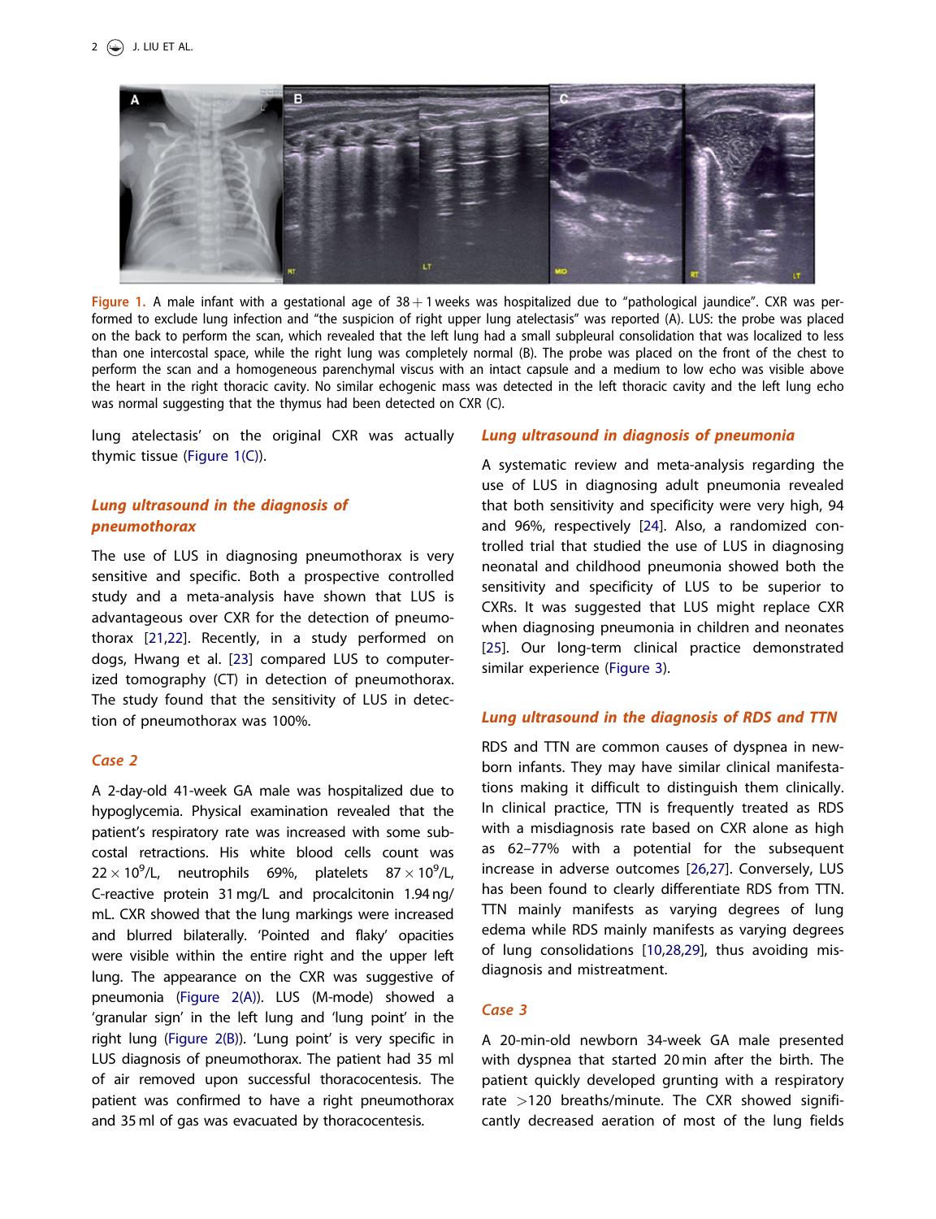Figure 1. A male infant with a gestational age of 38 + 1 weeks was hospitalized due to "pathological jaundice". CXR was performed to exclude lung infection and "the suspicion of right upper lung atelectasis" was reported (A). LUS: the probe was placed on the back to perform the scan, which revealed that the left lung had a small subpleural consolidation that was localized to less than one intercostal space, while the right lung was completely normal (B). The probe was placed on the front of the chest to perform the scan and a homogeneous parenchymal viscus with an intact capsule and a medium to low echo was visible above the heart in the right thoracic cavity. No similar echogenic mass was detected in the left thoracic cavity and the left lung echo was normal suggesting that the thymus had been detected on CXR (C).

lung atelectasis' on the original CXR was actually thymic tissue (Figure 1(C)).

### *Lung ultrasound in the diagnosis of pneumothorax*

The use of LUS in diagnosing pneumothorax is very sensitive and specific. Both a prospective controlled study and a meta-analysis have shown that LUS is advantageous over CXR for the detection of pneumothorax [21,22]. Recently, in a study performed on dogs, Hwang et al. [23] compared LUS to computerized tomography (CT) in detection of pneumothorax. The study found that the sensitivity of LUS in detection of pneumothorax was 100%.

### *Case 2*

A 2-day-old 41-week GA male was hospitalized due to hypoglycemia. Physical examination revealed that the patient's respiratory rate was increased with some subcostal retractions. His white blood cells count was $22 \times 10^9$/L, neutrophils 69%, platelets $87 \times 10^9$/L, C-reactive protein 31 mg/L and procalcitonin 1.94 ng/mL. CXR showed that the lung markings were increased and blurred bilaterally. 'Pointed and flaky' opacities were visible within the entire right and the upper left lung. The appearance on the CXR was suggestive of pneumonia (Figure 2(A)). LUS (M-mode) showed a 'granular sign' in the left lung and 'lung point' in the right lung (Figure 2(B)). 'Lung point' is very specific in LUS diagnosis of pneumothorax. The patient had 35 ml of air removed upon successful thoracocentesis. The patient was confirmed to have a right pneumothorax and 35 ml of gas was evacuated by thoracocentesis.

### *Lung ultrasound in diagnosis of pneumonia*

A systematic review and meta-analysis regarding the use of LUS in diagnosing adult pneumonia revealed that both sensitivity and specificity were very high, 94 and 96%, respectively [24]. Also, a randomized controlled trial that studied the use of LUS in diagnosing neonatal and childhood pneumonia showed both the sensitivity and specificity of LUS to be superior to CXRs. It was suggested that LUS might replace CXR when diagnosing pneumonia in children and neonates [25]. Our long-term clinical practice demonstrated similar experience (Figure 3).

### *Lung ultrasound in the diagnosis of RDS and TTN*

RDS and TTN are common causes of dyspnea in newborn infants. They may have similar clinical manifestations making it difficult to distinguish them clinically. In clinical practice, TTN is frequently treated as RDS with a misdiagnosis rate based on CXR alone as high as 62–77% with a potential for the subsequent increase in adverse outcomes [26,27]. Conversely, LUS has been found to clearly differentiate RDS from TTN. TTN mainly manifests as varying degrees of lung edema while RDS mainly manifests as varying degrees of lung consolidations [10,28,29], thus avoiding misdiagnosis and mistreatment.

### *Case 3*

A 20-min-old newborn 34-week GA male presented with dyspnea that started 20 min after the birth. The patient quickly developed grunting with a respiratory rate >120 breaths/minute. The CXR showed significantly decreased aeration of most of the lung fields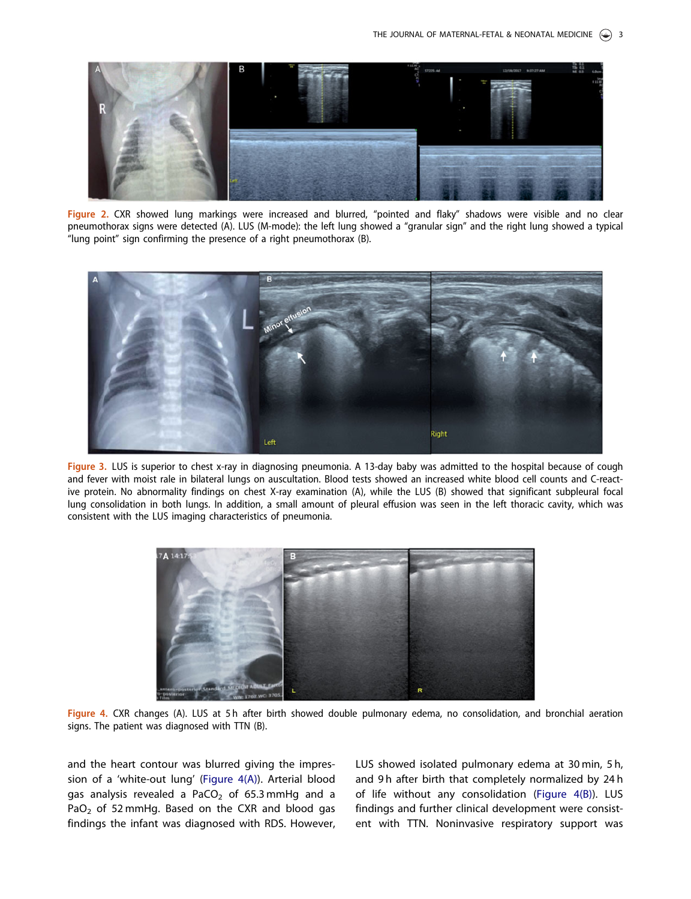Figure 2. CXR showed lung markings were increased and blurred, "pointed and flaky" shadows were visible and no clear pneumothorax signs were detected (A). LUS (M-mode): the left lung showed a "granular sign" and the right lung showed a typical "lung point" sign confirming the presence of a right pneumothorax (B).

Figure 3. LUS is superior to chest x-ray in diagnosing pneumonia. A 13-day baby was admitted to the hospital because of cough and fever with moist rale in bilateral lungs on auscultation. Blood tests showed an increased white blood cell counts and C-reactive protein. No abnormality findings on chest X-ray examination (A), while the LUS (B) showed that significant subpleural focal lung consolidation in both lungs. In addition, a small amount of pleural effusion was seen in the left thoracic cavity, which was consistent with the LUS imaging characteristics of pneumonia.

Figure 4. CXR changes (A). LUS at 5 h after birth showed double pulmonary edema, no consolidation, and bronchial aeration signs. The patient was diagnosed with TTN (B).

and the heart contour was blurred giving the impression of a 'white-out lung' (Figure 4(A)). Arterial blood gas analysis revealed a $PaCO_2$ of 65.3 mmHg and a $PaO_2$ of 52 mmHg. Based on the CXR and blood gas findings the infant was diagnosed with RDS. However, LUS showed isolated pulmonary edema at 30 min, 5 h, and 9 h after birth that completely normalized by 24 h of life without any consolidation (Figure 4(B)). LUS findings and further clinical development were consistent with TTN. Noninvasive respiratory support was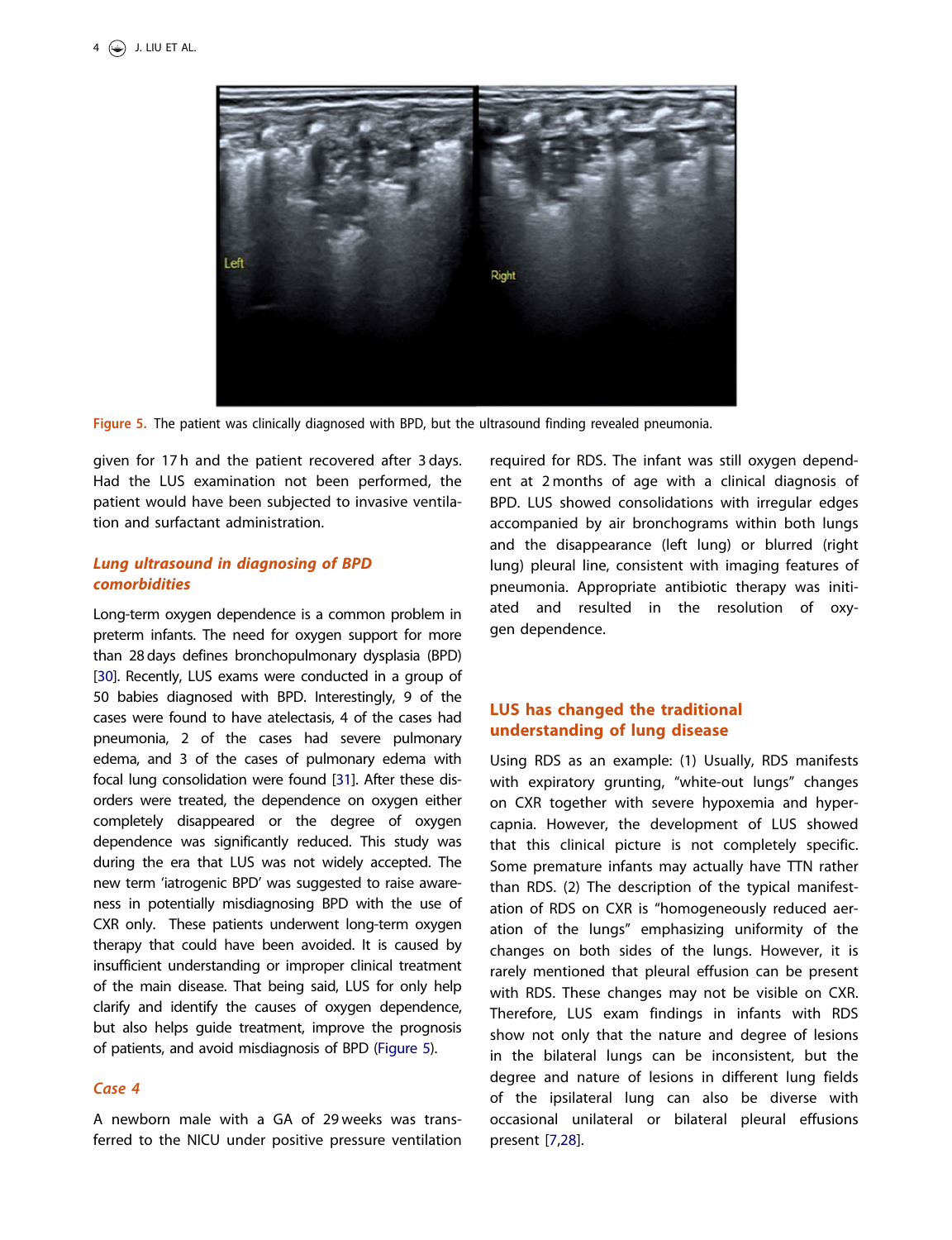Figure 5. The patient was clinically diagnosed with BPD, but the ultrasound finding revealed pneumonia.

given for 17 h and the patient recovered after 3 days. Had the LUS examination not been performed, the patient would have been subjected to invasive ventilation and surfactant administration.

### *Lung ultrasound in diagnosing of BPD comorbidities*

Long-term oxygen dependence is a common problem in preterm infants. The need for oxygen support for more than 28 days defines bronchopulmonary dysplasia (BPD) [30]. Recently, LUS exams were conducted in a group of 50 babies diagnosed with BPD. Interestingly, 9 of the cases were found to have atelectasis, 4 of the cases had pneumonia, 2 of the cases had severe pulmonary edema, and 3 of the cases of pulmonary edema with focal lung consolidation were found [31]. After these disorders were treated, the dependence on oxygen either completely disappeared or the degree of oxygen dependence was significantly reduced. This study was during the era that LUS was not widely accepted. The new term 'iatrogenic BPD' was suggested to raise awareness in potentially misdiagnosing BPD with the use of CXR only. These patients underwent long-term oxygen therapy that could have been avoided. It is caused by insufficient understanding or improper clinical treatment of the main disease. That being said, LUS for only help clarify and identify the causes of oxygen dependence, but also helps guide treatment, improve the prognosis of patients, and avoid misdiagnosis of BPD (Figure 5).

### *Case 4*

A newborn male with a GA of 29 weeks was transferred to the NICU under positive pressure ventilation required for RDS. The infant was still oxygen dependent at 2 months of age with a clinical diagnosis of BPD. LUS showed consolidations with irregular edges accompanied by air bronchograms within both lungs and the disappearance (left lung) or blurred (right lung) pleural line, consistent with imaging features of pneumonia. Appropriate antibiotic therapy was initiated and resulted in the resolution of oxygen dependence.

## LUS has changed the traditional understanding of lung disease

Using RDS as an example: (1) Usually, RDS manifests with expiratory grunting, "white-out lungs" changes on CXR together with severe hypoxemia and hypercapnia. However, the development of LUS showed that this clinical picture is not completely specific. Some premature infants may actually have TTN rather than RDS. (2) The description of the typical manifestation of RDS on CXR is "homogeneously reduced aeration of the lungs" emphasizing uniformity of the changes on both sides of the lungs. However, it is rarely mentioned that pleural effusion can be present with RDS. These changes may not be visible on CXR. Therefore, LUS exam findings in infants with RDS show not only that the nature and degree of lesions in the bilateral lungs can be inconsistent, but the degree and nature of lesions in different lung fields of the ipsilateral lung can also be diverse with occasional unilateral or bilateral pleural effusions present [7,28].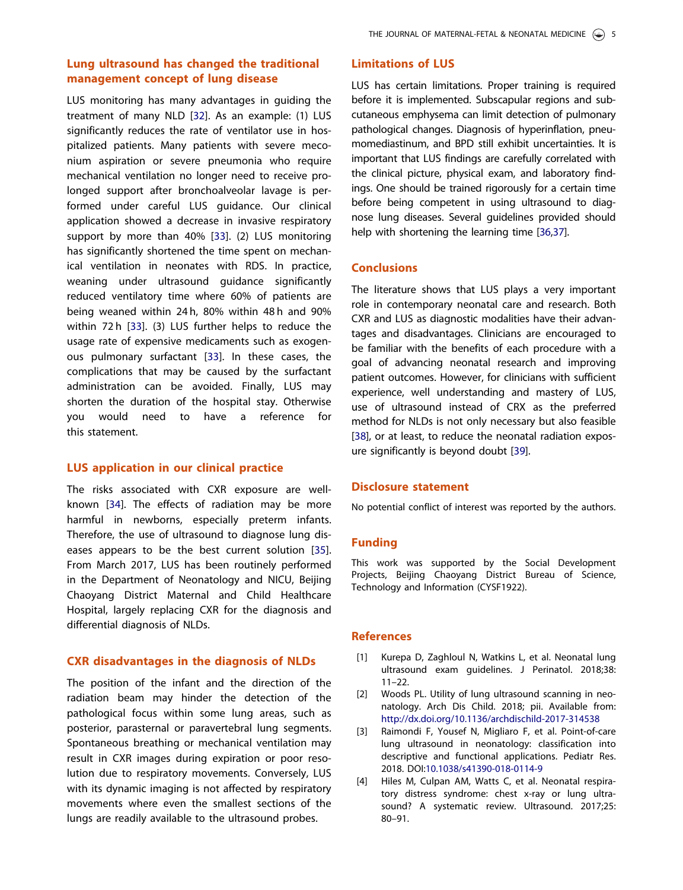## Lung ultrasound has changed the traditional management concept of lung disease

LUS monitoring has many advantages in guiding the treatment of many NLD [32]. As an example: (1) LUS significantly reduces the rate of ventilator use in hospitalized patients. Many patients with severe meconium aspiration or severe pneumonia who require mechanical ventilation no longer need to receive prolonged support after bronchoalveolar lavage is performed under careful LUS guidance. Our clinical application showed a decrease in invasive respiratory support by more than 40% [33]. (2) LUS monitoring has significantly shortened the time spent on mechanical ventilation in neonates with RDS. In practice, weaning under ultrasound guidance significantly reduced ventilatory time where 60% of patients are being weaned within 24 h, 80% within 48 h and 90% within 72 h [33]. (3) LUS further helps to reduce the usage rate of expensive medicaments such as exogenous pulmonary surfactant [33]. In these cases, the complications that may be caused by the surfactant administration can be avoided. Finally, LUS may shorten the duration of the hospital stay. Otherwise you would need to have a reference for this statement.

## LUS application in our clinical practice

The risks associated with CXR exposure are well-known [34]. The effects of radiation may be more harmful in newborns, especially preterm infants. Therefore, the use of ultrasound to diagnose lung diseases appears to be the best current solution [35]. From March 2017, LUS has been routinely performed in the Department of Neonatology and NICU, Beijing Chaoyang District Maternal and Child Healthcare Hospital, largely replacing CXR for the diagnosis and differential diagnosis of NLDs.

## CXR disadvantages in the diagnosis of NLDs

The position of the infant and the direction of the radiation beam may hinder the detection of the pathological focus within some lung areas, such as posterior, parasternal or paravertebral lung segments. Spontaneous breathing or mechanical ventilation may result in CXR images during expiration or poor resolution due to respiratory movements. Conversely, LUS with its dynamic imaging is not affected by respiratory movements where even the smallest sections of the lungs are readily available to the ultrasound probes.

## Limitations of LUS

LUS has certain limitations. Proper training is required before it is implemented. Subscapular regions and subcutaneous emphysema can limit detection of pulmonary pathological changes. Diagnosis of hyperinflation, pneumomediastinum, and BPD still exhibit uncertainties. It is important that LUS findings are carefully correlated with the clinical picture, physical exam, and laboratory findings. One should be trained rigorously for a certain time before being competent in using ultrasound to diagnose lung diseases. Several guidelines provided should help with shortening the learning time [36,37].

## Conclusions

The literature shows that LUS plays a very important role in contemporary neonatal care and research. Both CXR and LUS as diagnostic modalities have their advantages and disadvantages. Clinicians are encouraged to be familiar with the benefits of each procedure with a goal of advancing neonatal research and improving patient outcomes. However, for clinicians with sufficient experience, well understanding and mastery of LUS, use of ultrasound instead of CRX as the preferred method for NLDs is not only necessary but also feasible [38], or at least, to reduce the neonatal radiation exposure significantly is beyond doubt [39].

## Disclosure statement

No potential conflict of interest was reported by the authors.

## Funding

This work was supported by the Social Development Projects, Beijing Chaoyang District Bureau of Science, Technology and Information (CYSF1922).

## References

[1] Kurepa D, Zaghloul N, Watkins L, et al. Neonatal lung ultrasound exam guidelines. J Perinatol. 2018;38:11–22.

[2] Woods PL. Utility of lung ultrasound scanning in neonatology. Arch Dis Child. 2018; pii. Available from: http://dx.doi.org/10.1136/archdischild-2017-314538

[3] Raimondi F, Yousef N, Migliaro F, et al. Point-of-care lung ultrasound in neonatology: classification into descriptive and functional applications. Pediatr Res. 2018. DOI:10.1038/s41390-018-0114-9

[4] Hiles M, Culpan AM, Watts C, et al. Neonatal respiratory distress syndrome: chest x-ray or lung ultrasound? A systematic review. Ultrasound. 2017;25:80–91.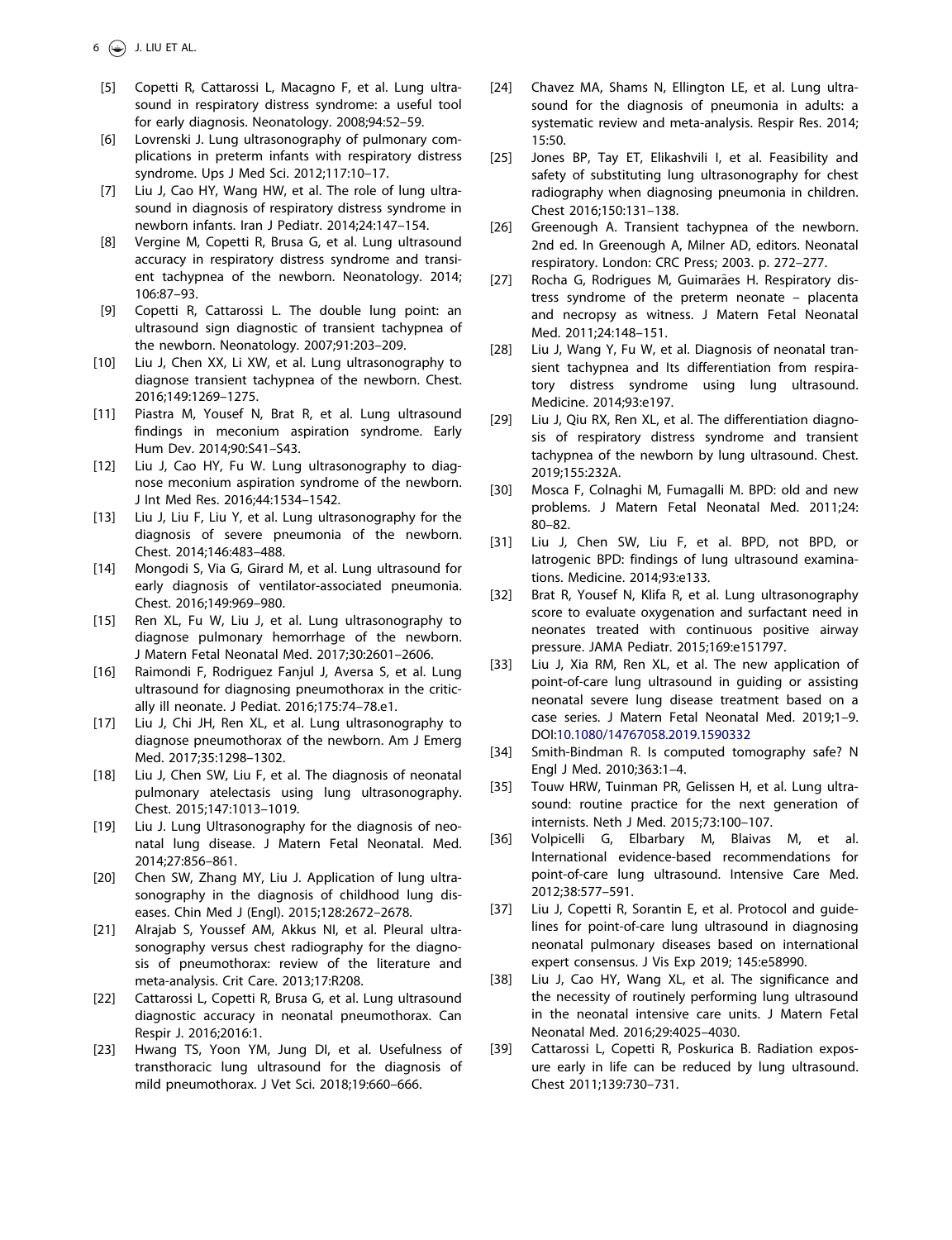[5] Copetti R, Cattarossi L, Macagno F, et al. Lung ultrasound in respiratory distress syndrome: a useful tool for early diagnosis. Neonatology. 2008;94:52–59.

[6] Lovrenski J. Lung ultrasonography of pulmonary complications in preterm infants with respiratory distress syndrome. Ups J Med Sci. 2012;117:10–17.

[7] Liu J, Cao HY, Wang HW, et al. The role of lung ultrasound in diagnosis of respiratory distress syndrome in newborn infants. Iran J Pediatr. 2014;24:147–154.

[8] Vergine M, Copetti R, Brusa G, et al. Lung ultrasound accuracy in respiratory distress syndrome and transient tachypnea of the newborn. Neonatology. 2014; 106:87–93.

[9] Copetti R, Cattarossi L. The double lung point: an ultrasound sign diagnostic of transient tachypnea of the newborn. Neonatology. 2007;91:203–209.

[10] Liu J, Chen XX, Li XW, et al. Lung ultrasonography to diagnose transient tachypnea of the newborn. Chest. 2016;149:1269–1275.

[11] Piastra M, Yousef N, Brat R, et al. Lung ultrasound findings in meconium aspiration syndrome. Early Hum Dev. 2014;90:S41–S43.

[12] Liu J, Cao HY, Fu W. Lung ultrasonography to diagnose meconium aspiration syndrome of the newborn. J Int Med Res. 2016;44:1534–1542.

[13] Liu J, Liu F, Liu Y, et al. Lung ultrasonography for the diagnosis of severe pneumonia of the newborn. Chest. 2014;146:483–488.

[14] Mongodi S, Via G, Girard M, et al. Lung ultrasound for early diagnosis of ventilator-associated pneumonia. Chest. 2016;149:969–980.

[15] Ren XL, Fu W, Liu J, et al. Lung ultrasonography to diagnose pulmonary hemorrhage of the newborn. J Matern Fetal Neonatal Med. 2017;30:2601–2606.

[16] Raimondi F, Rodriguez Fanjul J, Aversa S, et al. Lung ultrasound for diagnosing pneumothorax in the critically ill neonate. J Pediat. 2016;175:74–78.e1.

[17] Liu J, Chi JH, Ren XL, et al. Lung ultrasonography to diagnose pneumothorax of the newborn. Am J Emerg Med. 2017;35:1298–1302.

[18] Liu J, Chen SW, Liu F, et al. The diagnosis of neonatal pulmonary atelectasis using lung ultrasonography. Chest. 2015;147:1013–1019.

[19] Liu J. Lung Ultrasonography for the diagnosis of neonatal lung disease. J Matern Fetal Neonatal. Med. 2014;27:856–861.

[20] Chen SW, Zhang MY, Liu J. Application of lung ultrasonography in the diagnosis of childhood lung diseases. Chin Med J (Engl). 2015;128:2672–2678.

[21] Alrajab S, Youssef AM, Akkus NI, et al. Pleural ultrasonography versus chest radiography for the diagnosis of pneumothorax: review of the literature and meta-analysis. Crit Care. 2013;17:R208.

[22] Cattarossi L, Copetti R, Brusa G, et al. Lung ultrasound diagnostic accuracy in neonatal pneumothorax. Can Respir J. 2016;2016:1.

[23] Hwang TS, Yoon YM, Jung DI, et al. Usefulness of transthoracic lung ultrasound for the diagnosis of mild pneumothorax. J Vet Sci. 2018;19:660–666.

[24] Chavez MA, Shams N, Ellington LE, et al. Lung ultrasound for the diagnosis of pneumonia in adults: a systematic review and meta-analysis. Respir Res. 2014; 15:50.

[25] Jones BP, Tay ET, Elikashvili I, et al. Feasibility and safety of substituting lung ultrasonography for chest radiography when diagnosing pneumonia in children. Chest 2016;150:131–138.

[26] Greenough A. Transient tachypnea of the newborn. 2nd ed. In Greenough A, Milner AD, editors. Neonatal respiratory. London: CRC Press; 2003. p. 272–277.

[27] Rocha G, Rodrigues M, Guimarães H. Respiratory distress syndrome of the preterm neonate – placenta and necropsy as witness. J Matern Fetal Neonatal Med. 2011;24:148–151.

[28] Liu J, Wang Y, Fu W, et al. Diagnosis of neonatal transient tachypnea and Its differentiation from respiratory distress syndrome using lung ultrasound. Medicine. 2014;93:e197.

[29] Liu J, Qiu RX, Ren XL, et al. The differentiation diagnosis of respiratory distress syndrome and transient tachypnea of the newborn by lung ultrasound. Chest. 2019;155:232A.

[30] Mosca F, Colnaghi M, Fumagalli M. BPD: old and new problems. J Matern Fetal Neonatal Med. 2011;24: 80–82.

[31] Liu J, Chen SW, Liu F, et al. BPD, not BPD, or Iatrogenic BPD: findings of lung ultrasound examinations. Medicine. 2014;93:e133.

[32] Brat R, Yousef N, Klifa R, et al. Lung ultrasonography score to evaluate oxygenation and surfactant need in neonates treated with continuous positive airway pressure. JAMA Pediatr. 2015;169:e151797.

[33] Liu J, Xia RM, Ren XL, et al. The new application of point-of-care lung ultrasound in guiding or assisting neonatal severe lung disease treatment based on a case series. J Matern Fetal Neonatal Med. 2019;1–9. DOI:10.1080/14767058.2019.1590332

[34] Smith-Bindman R. Is computed tomography safe? N Engl J Med. 2010;363:1–4.

[35] Touw HRW, Tuinman PR, Gelissen H, et al. Lung ultrasound: routine practice for the next generation of internists. Neth J Med. 2015;73:100–107.

[36] Volpicelli G, Elbarbary M, Blaivas M, et al. International evidence-based recommendations for point-of-care lung ultrasound. Intensive Care Med. 2012;38:577–591.

[37] Liu J, Copetti R, Sorantin E, et al. Protocol and guidelines for point-of-care lung ultrasound in diagnosing neonatal pulmonary diseases based on international expert consensus. J Vis Exp 2019; 145:e58990.

[38] Liu J, Cao HY, Wang XL, et al. The significance and the necessity of routinely performing lung ultrasound in the neonatal intensive care units. J Matern Fetal Neonatal Med. 2016;29:4025–4030.

[39] Cattarossi L, Copetti R, Poskurica B. Radiation exposure early in life can be reduced by lung ultrasound. Chest 2011;139:730–731.